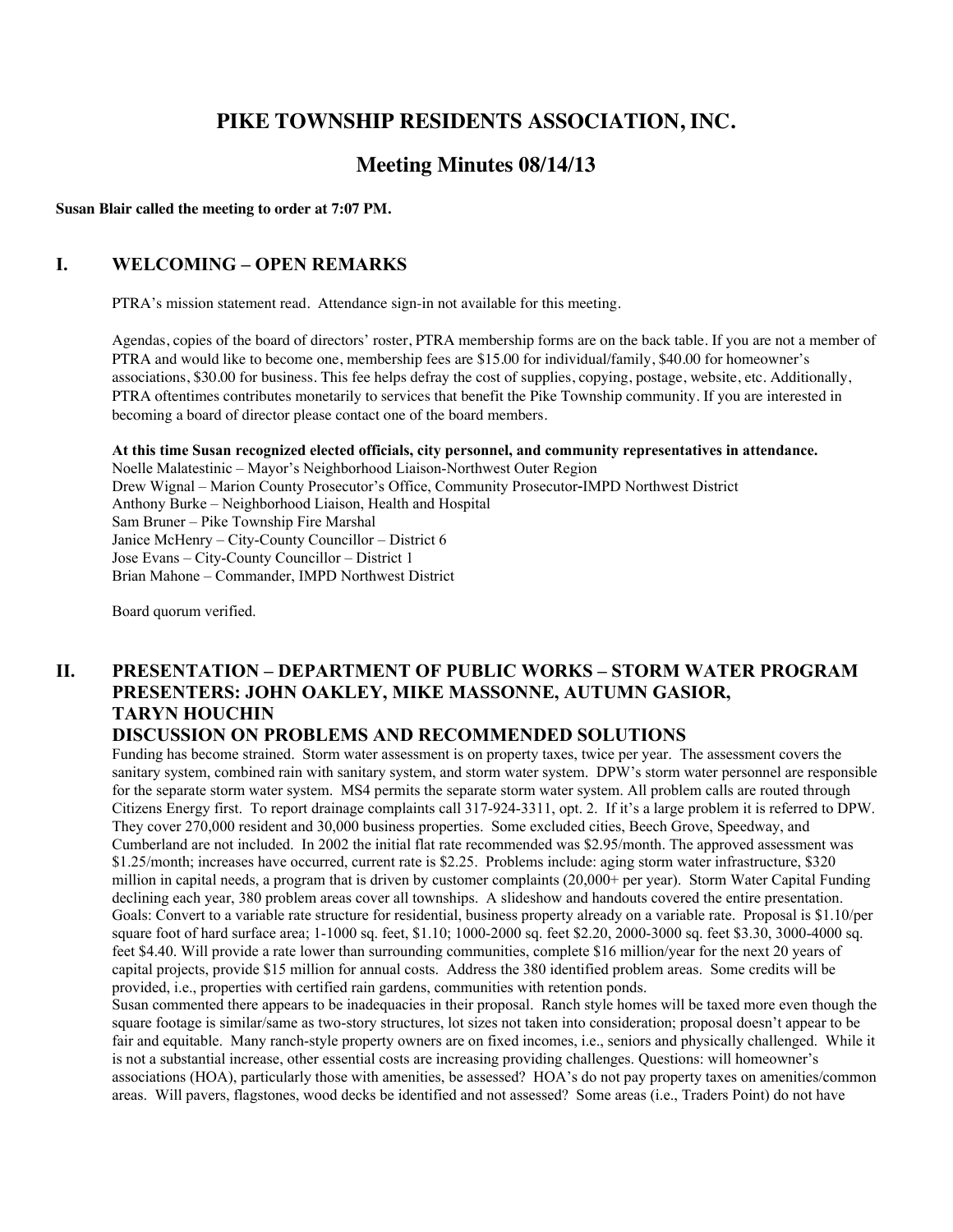# PIKE TOWNSHIP RESIDENTS ASSOCIATION, INC.

## Meeting Minutes 08/14/13

**Susan Blair called the meeting to order at 7:07 PM.**

## I. WELCOMING – OPEN REMARKS

PTRA's mission statement read. Attendance sign-in not available for this meeting.

Agendas, copies of the board of directors' roster, PTRA membership forms are on the back table. If you are not a member of PTRA and would like to become one, membership fees are $15.00 for individual/family, $40.00 for homeowner's associations, $30.00 for business. This fee helps defray the cost of supplies, copying, postage, website, etc. Additionally, PTRA oftentimes contributes monetarily to services that benefit the Pike Township community. If you are interested in becoming a board of director please contact one of the board members.

**At this time Susan recognized elected officials, city personnel, and community representatives in attendance.**
Noelle Malatestinic – Mayor's Neighborhood Liaison-Northwest Outer Region
Drew Wignal – Marion County Prosecutor's Office, Community Prosecutor-IMPD Northwest District
Anthony Burke – Neighborhood Liaison, Health and Hospital
Sam Bruner – Pike Township Fire Marshal
Janice McHenry – City-County Councillor – District 6
Jose Evans – City-County Councillor – District 1
Brian Mahone – Commander, IMPD Northwest District

Board quorum verified.

## II. PRESENTATION – DEPARTMENT OF PUBLIC WORKS – STORM WATER PROGRAM PRESENTERS: JOHN OAKLEY, MIKE MASSONNE, AUTUMN GASIOR, TARYN HOUCHIN DISCUSSION ON PROBLEMS AND RECOMMENDED SOLUTIONS

Funding has become strained. Storm water assessment is on property taxes, twice per year. The assessment covers the sanitary system, combined rain with sanitary system, and storm water system. DPW's storm water personnel are responsible for the separate storm water system. MS4 permits the separate storm water system. All problem calls are routed through Citizens Energy first. To report drainage complaints call 317-924-3311, opt. 2. If it's a large problem it is referred to DPW. They cover 270,000 resident and 30,000 business properties. Some excluded cities, Beech Grove, Speedway, and Cumberland are not included. In 2002 the initial flat rate recommended was $2.95/month. The approved assessment was $1.25/month; increases have occurred, current rate is $2.25. Problems include: aging storm water infrastructure, $320 million in capital needs, a program that is driven by customer complaints (20,000+ per year). Storm Water Capital Funding declining each year, 380 problem areas cover all townships. A slideshow and handouts covered the entire presentation. Goals: Convert to a variable rate structure for residential, business property already on a variable rate. Proposal is $1.10/per square foot of hard surface area; 1-1000 sq. feet, $1.10; 1000-2000 sq. feet $2.20, 2000-3000 sq. feet $3.30, 3000-4000 sq. feet $4.40. Will provide a rate lower than surrounding communities, complete $16 million/year for the next 20 years of capital projects, provide $15 million for annual costs. Address the 380 identified problem areas. Some credits will be provided, i.e., properties with certified rain gardens, communities with retention ponds.

Susan commented there appears to be inadequacies in their proposal. Ranch style homes will be taxed more even though the square footage is similar/same as two-story structures, lot sizes not taken into consideration; proposal doesn't appear to be fair and equitable. Many ranch-style property owners are on fixed incomes, i.e., seniors and physically challenged. While it is not a substantial increase, other essential costs are increasing providing challenges. Questions: will homeowner's associations (HOA), particularly those with amenities, be assessed? HOA's do not pay property taxes on amenities/common areas. Will pavers, flagstones, wood decks be identified and not assessed? Some areas (i.e., Traders Point) do not have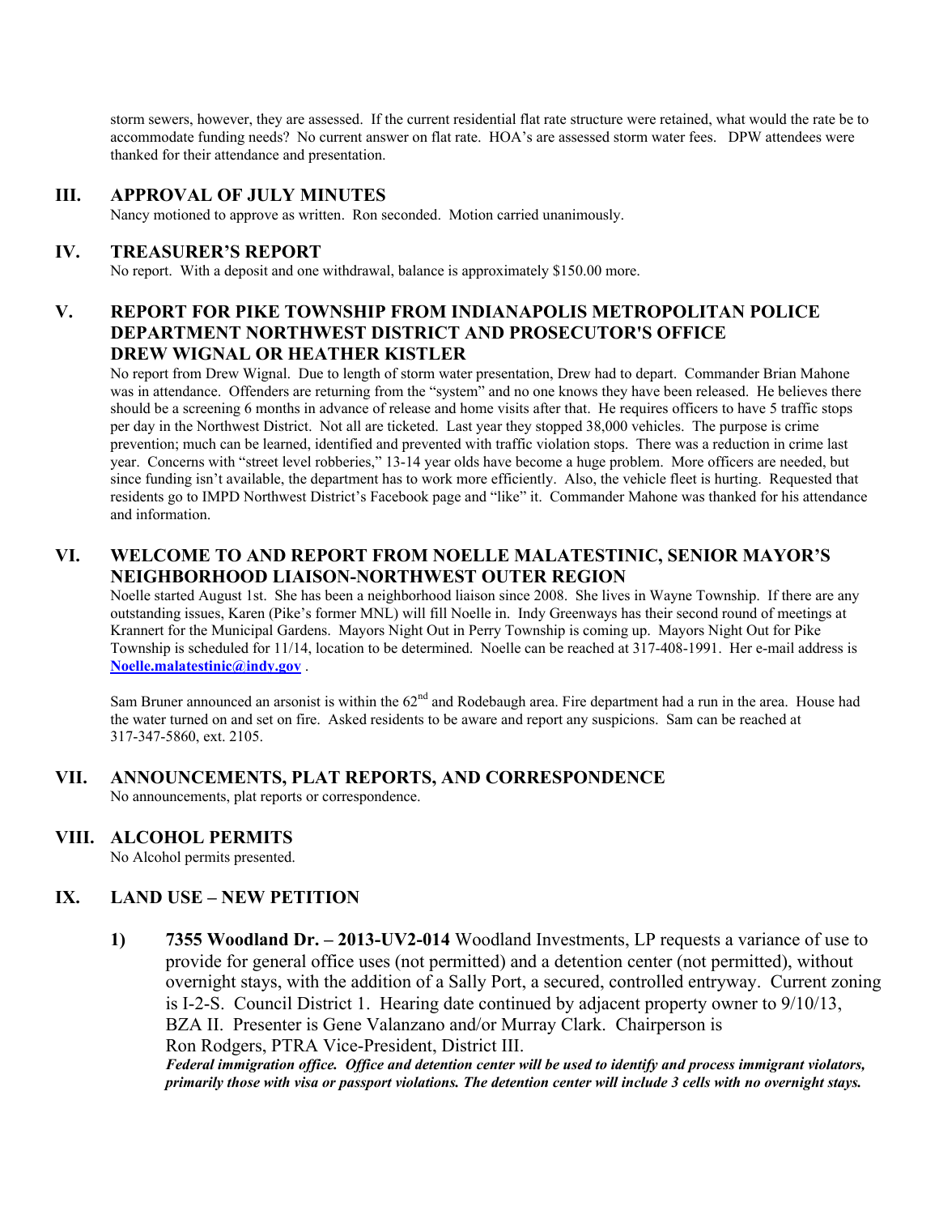storm sewers, however, they are assessed. If the current residential flat rate structure were retained, what would the rate be to accommodate funding needs? No current answer on flat rate. HOA's are assessed storm water fees. DPW attendees were thanked for their attendance and presentation.

## III. APPROVAL OF JULY MINUTES

Nancy motioned to approve as written. Ron seconded. Motion carried unanimously.

## IV. TREASURER'S REPORT

No report. With a deposit and one withdrawal, balance is approximately $150.00 more.

## V. REPORT FOR PIKE TOWNSHIP FROM INDIANAPOLIS METROPOLITAN POLICE DEPARTMENT NORTHWEST DISTRICT AND PROSECUTOR'S OFFICE DREW WIGNAL OR HEATHER KISTLER

No report from Drew Wignal. Due to length of storm water presentation, Drew had to depart. Commander Brian Mahone was in attendance. Offenders are returning from the "system" and no one knows they have been released. He believes there should be a screening 6 months in advance of release and home visits after that. He requires officers to have 5 traffic stops per day in the Northwest District. Not all are ticketed. Last year they stopped 38,000 vehicles. The purpose is crime prevention; much can be learned, identified and prevented with traffic violation stops. There was a reduction in crime last year. Concerns with "street level robberies," 13-14 year olds have become a huge problem. More officers are needed, but since funding isn't available, the department has to work more efficiently. Also, the vehicle fleet is hurting. Requested that residents go to IMPD Northwest District's Facebook page and "like" it. Commander Mahone was thanked for his attendance and information.

## VI. WELCOME TO AND REPORT FROM NOELLE MALATESTINIC, SENIOR MAYOR'S NEIGHBORHOOD LIAISON-NORTHWEST OUTER REGION

Noelle started August 1st. She has been a neighborhood liaison since 2008. She lives in Wayne Township. If there are any outstanding issues, Karen (Pike's former MNL) will fill Noelle in. Indy Greenways has their second round of meetings at Krannert for the Municipal Gardens. Mayors Night Out in Perry Township is coming up. Mayors Night Out for Pike Township is scheduled for 11/14, location to be determined. Noelle can be reached at 317-408-1991. Her e-mail address is **Noelle.malatestinic@indy.gov** .

Sam Bruner announced an arsonist is within the 62nd and Rodebaugh area. Fire department had a run in the area. House had the water turned on and set on fire. Asked residents to be aware and report any suspicions. Sam can be reached at 317-347-5860, ext. 2105.

## VII. ANNOUNCEMENTS, PLAT REPORTS, AND CORRESPONDENCE

No announcements, plat reports or correspondence.

## VIII. ALCOHOL PERMITS

No Alcohol permits presented.

## IX. LAND USE – NEW PETITION

1) **7355 Woodland Dr. – 2013-UV2-014** Woodland Investments, LP requests a variance of use to provide for general office uses (not permitted) and a detention center (not permitted), without overnight stays, with the addition of a Sally Port, a secured, controlled entryway. Current zoning is I-2-S. Council District 1. Hearing date continued by adjacent property owner to 9/10/13, BZA II. Presenter is Gene Valanzano and/or Murray Clark. Chairperson is Ron Rodgers, PTRA Vice-President, District III.
***Federal immigration office. Office and detention center will be used to identify and process immigrant violators, primarily those with visa or passport violations. The detention center will include 3 cells with no overnight stays.***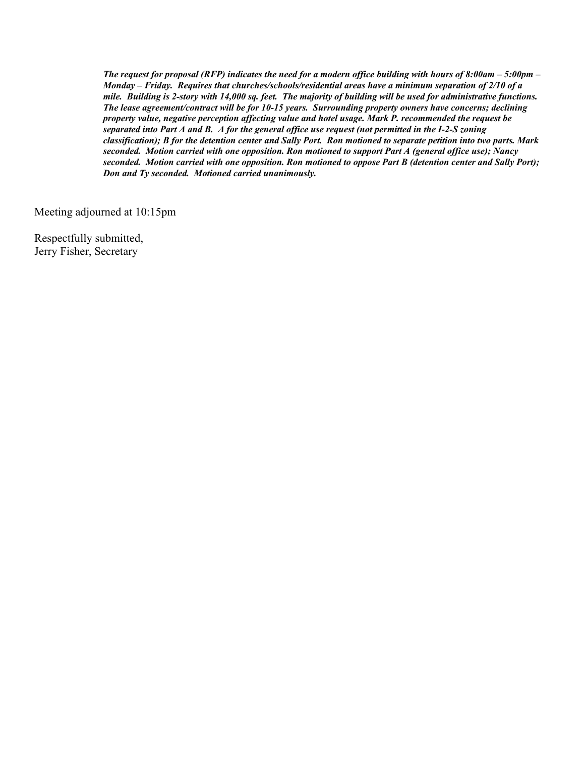***The request for proposal (RFP) indicates the need for a modern office building with hours of 8:00am – 5:00pm – Monday – Friday. Requires that churches/schools/residential areas have a minimum separation of 2/10 of a mile. Building is 2-story with 14,000 sq. feet. The majority of building will be used for administrative functions. The lease agreement/contract will be for 10-15 years. Surrounding property owners have concerns; declining property value, negative perception affecting value and hotel usage. Mark P. recommended the request be separated into Part A and B. A for the general office use request (not permitted in the I-2-S zoning classification); B for the detention center and Sally Port. Ron motioned to separate petition into two parts. Mark seconded. Motion carried with one opposition. Ron motioned to support Part A (general office use); Nancy seconded. Motion carried with one opposition. Ron motioned to oppose Part B (detention center and Sally Port); Don and Ty seconded. Motioned carried unanimously.***

Meeting adjourned at 10:15pm

Respectfully submitted,
Jerry Fisher, Secretary